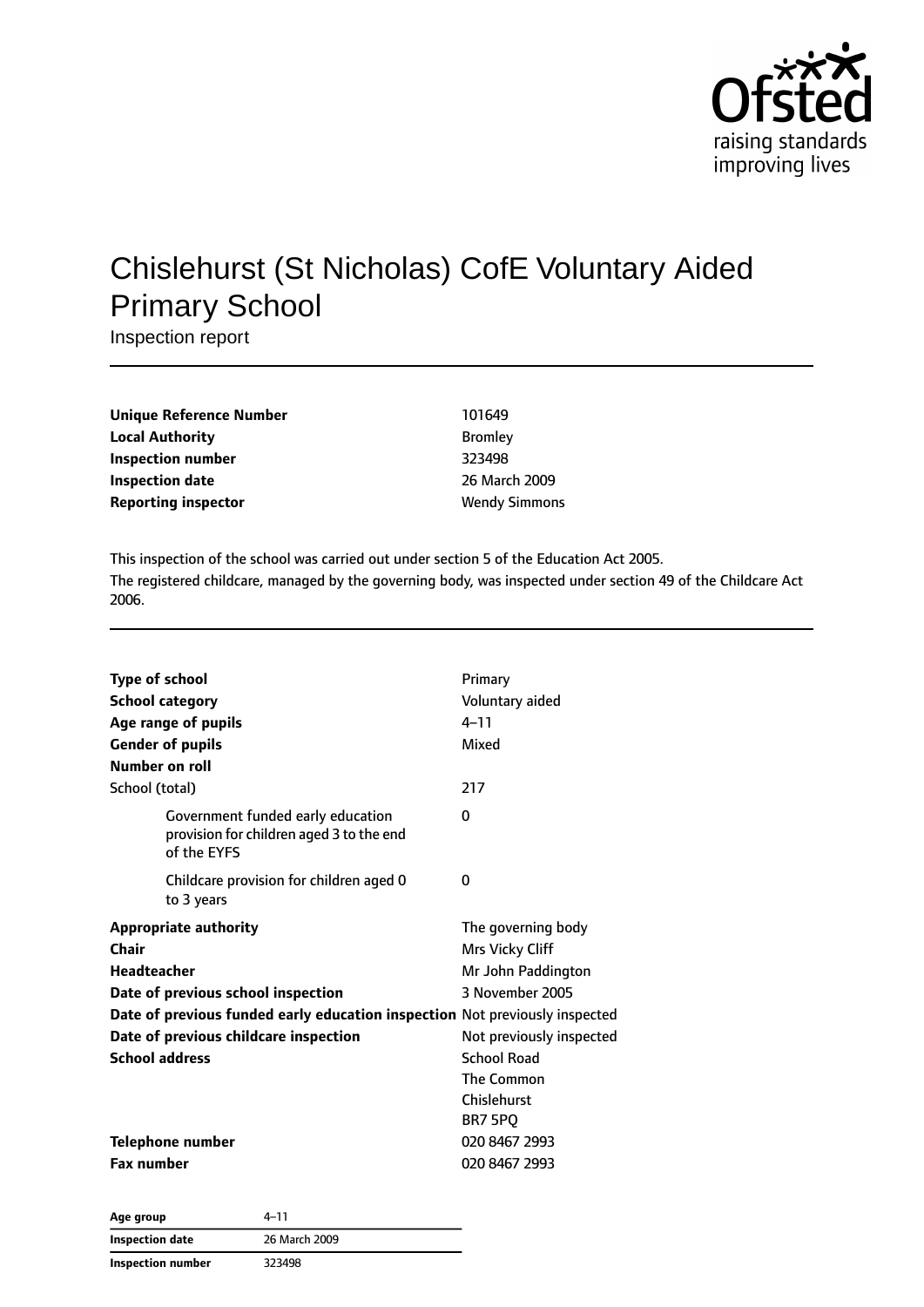# Chislehurst (St Nicholas) CofE Voluntary Aided Primary School

Inspection report

| | |
|---|---|
| **Unique Reference Number** | 101649 |
| **Local Authority** | Bromley |
| **Inspection number** | 323498 |
| **Inspection date** | 26 March 2009 |
| **Reporting inspector** | Wendy Simmons |

This inspection of the school was carried out under section 5 of the Education Act 2005.

The registered childcare, managed by the governing body, was inspected under section 49 of the Childcare Act 2006.

| | |
|---|---|
| **Type of school** | Primary |
| **School category** | Voluntary aided |
| **Age range of pupils** | 4–11 |
| **Gender of pupils** | Mixed |
| **Number on roll** | |
| School (total) | 217 |
| Government funded early education provision for children aged 3 to the end of the EYFS | 0 |
| Childcare provision for children aged 0 to 3 years | 0 |
| **Appropriate authority** | The governing body |
| **Chair** | Mrs Vicky Cliff |
| **Headteacher** | Mr John Paddington |
| **Date of previous school inspection** | 3 November 2005 |
| **Date of previous funded early education inspection** | Not previously inspected |
| **Date of previous childcare inspection** | Not previously inspected |
| **School address** | School Road<br>The Common<br>Chislehurst<br>BR7 5PQ |
| **Telephone number** | 020 8467 2993 |
| **Fax number** | 020 8467 2993 |

| | |
|---|---|
| **Age group** | 4–11 |
| **Inspection date** | 26 March 2009 |
| **Inspection number** | 323498 |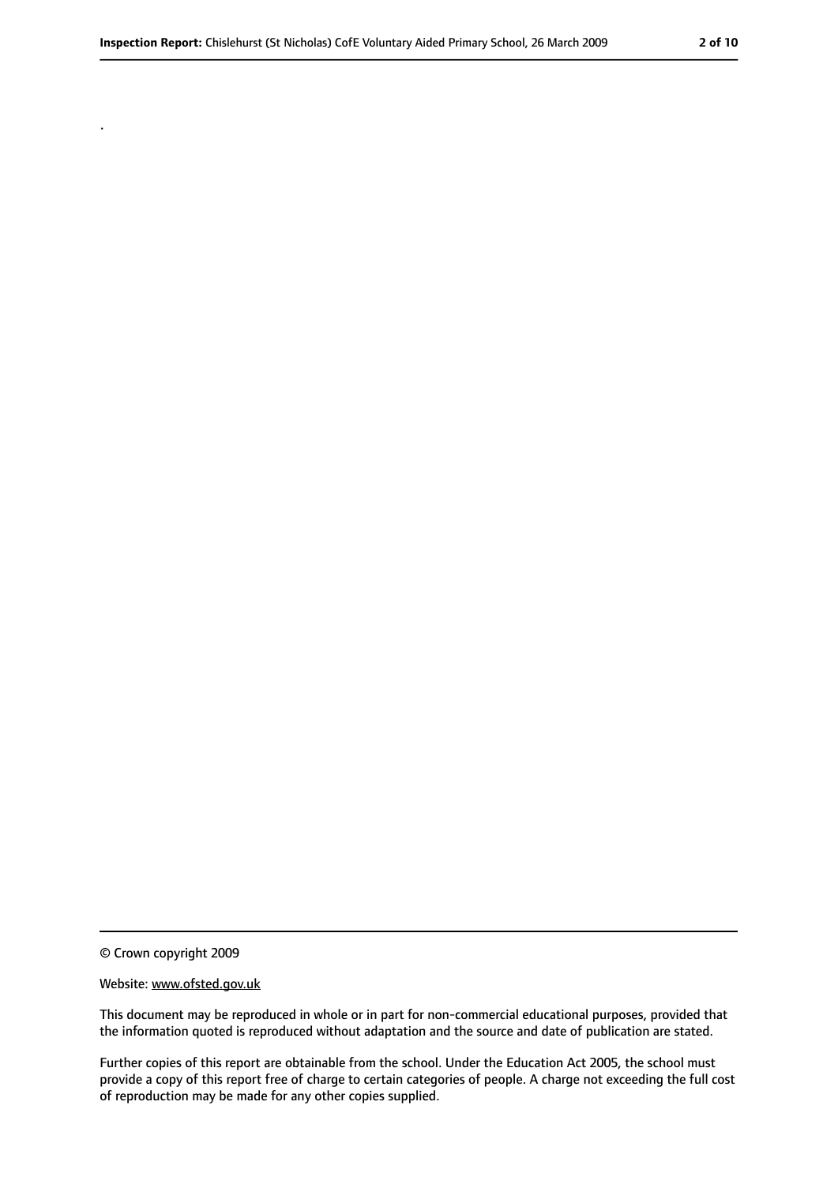.

© Crown copyright 2009

Website: www.ofsted.gov.uk

This document may be reproduced in whole or in part for non-commercial educational purposes, provided that the information quoted is reproduced without adaptation and the source and date of publication are stated.

Further copies of this report are obtainable from the school. Under the Education Act 2005, the school must provide a copy of this report free of charge to certain categories of people. A charge not exceeding the full cost of reproduction may be made for any other copies supplied.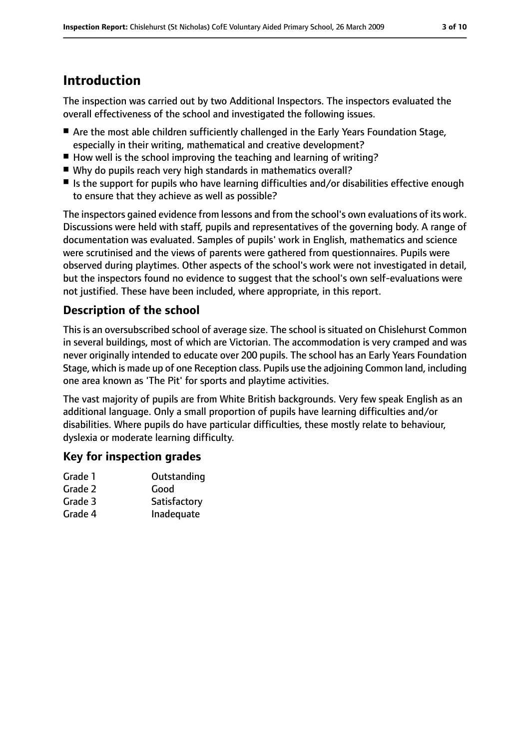## Introduction

The inspection was carried out by two Additional Inspectors. The inspectors evaluated the overall effectiveness of the school and investigated the following issues.

- Are the most able children sufficiently challenged in the Early Years Foundation Stage, especially in their writing, mathematical and creative development?
- How well is the school improving the teaching and learning of writing?
- Why do pupils reach very high standards in mathematics overall?
- Is the support for pupils who have learning difficulties and/or disabilities effective enough to ensure that they achieve as well as possible?

The inspectors gained evidence from lessons and from the school's own evaluations of its work. Discussions were held with staff, pupils and representatives of the governing body. A range of documentation was evaluated. Samples of pupils' work in English, mathematics and science were scrutinised and the views of parents were gathered from questionnaires. Pupils were observed during playtimes. Other aspects of the school's work were not investigated in detail, but the inspectors found no evidence to suggest that the school's own self-evaluations were not justified. These have been included, where appropriate, in this report.

### Description of the school

This is an oversubscribed school of average size. The school is situated on Chislehurst Common in several buildings, most of which are Victorian. The accommodation is very cramped and was never originally intended to educate over 200 pupils. The school has an Early Years Foundation Stage, which is made up of one Reception class. Pupils use the adjoining Common land, including one area known as 'The Pit' for sports and playtime activities.

The vast majority of pupils are from White British backgrounds. Very few speak English as an additional language. Only a small proportion of pupils have learning difficulties and/or disabilities. Where pupils do have particular difficulties, these mostly relate to behaviour, dyslexia or moderate learning difficulty.

### Key for inspection grades

| | |
|---|---|
| Grade 1 | Outstanding |
| Grade 2 | Good |
| Grade 3 | Satisfactory |
| Grade 4 | Inadequate |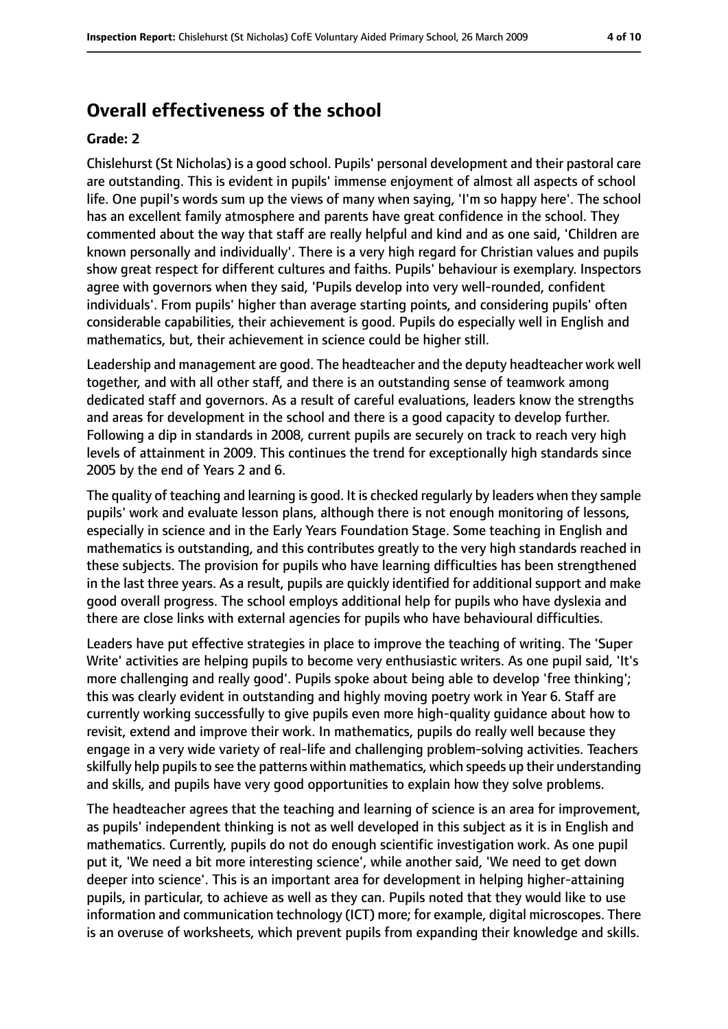## Overall effectiveness of the school

**Grade: 2**

Chislehurst (St Nicholas) is a good school. Pupils' personal development and their pastoral care are outstanding. This is evident in pupils' immense enjoyment of almost all aspects of school life. One pupil's words sum up the views of many when saying, 'I'm so happy here'. The school has an excellent family atmosphere and parents have great confidence in the school. They commented about the way that staff are really helpful and kind and as one said, 'Children are known personally and individually'. There is a very high regard for Christian values and pupils show great respect for different cultures and faiths. Pupils' behaviour is exemplary. Inspectors agree with governors when they said, 'Pupils develop into very well-rounded, confident individuals'. From pupils' higher than average starting points, and considering pupils' often considerable capabilities, their achievement is good. Pupils do especially well in English and mathematics, but, their achievement in science could be higher still.

Leadership and management are good. The headteacher and the deputy headteacher work well together, and with all other staff, and there is an outstanding sense of teamwork among dedicated staff and governors. As a result of careful evaluations, leaders know the strengths and areas for development in the school and there is a good capacity to develop further. Following a dip in standards in 2008, current pupils are securely on track to reach very high levels of attainment in 2009. This continues the trend for exceptionally high standards since 2005 by the end of Years 2 and 6.

The quality of teaching and learning is good. It is checked regularly by leaders when they sample pupils' work and evaluate lesson plans, although there is not enough monitoring of lessons, especially in science and in the Early Years Foundation Stage. Some teaching in English and mathematics is outstanding, and this contributes greatly to the very high standards reached in these subjects. The provision for pupils who have learning difficulties has been strengthened in the last three years. As a result, pupils are quickly identified for additional support and make good overall progress. The school employs additional help for pupils who have dyslexia and there are close links with external agencies for pupils who have behavioural difficulties.

Leaders have put effective strategies in place to improve the teaching of writing. The 'Super Write' activities are helping pupils to become very enthusiastic writers. As one pupil said, 'It's more challenging and really good'. Pupils spoke about being able to develop 'free thinking'; this was clearly evident in outstanding and highly moving poetry work in Year 6. Staff are currently working successfully to give pupils even more high-quality guidance about how to revisit, extend and improve their work. In mathematics, pupils do really well because they engage in a very wide variety of real-life and challenging problem-solving activities. Teachers skilfully help pupils to see the patterns within mathematics, which speeds up their understanding and skills, and pupils have very good opportunities to explain how they solve problems.

The headteacher agrees that the teaching and learning of science is an area for improvement, as pupils' independent thinking is not as well developed in this subject as it is in English and mathematics. Currently, pupils do not do enough scientific investigation work. As one pupil put it, 'We need a bit more interesting science', while another said, 'We need to get down deeper into science'. This is an important area for development in helping higher-attaining pupils, in particular, to achieve as well as they can. Pupils noted that they would like to use information and communication technology (ICT) more; for example, digital microscopes. There is an overuse of worksheets, which prevent pupils from expanding their knowledge and skills.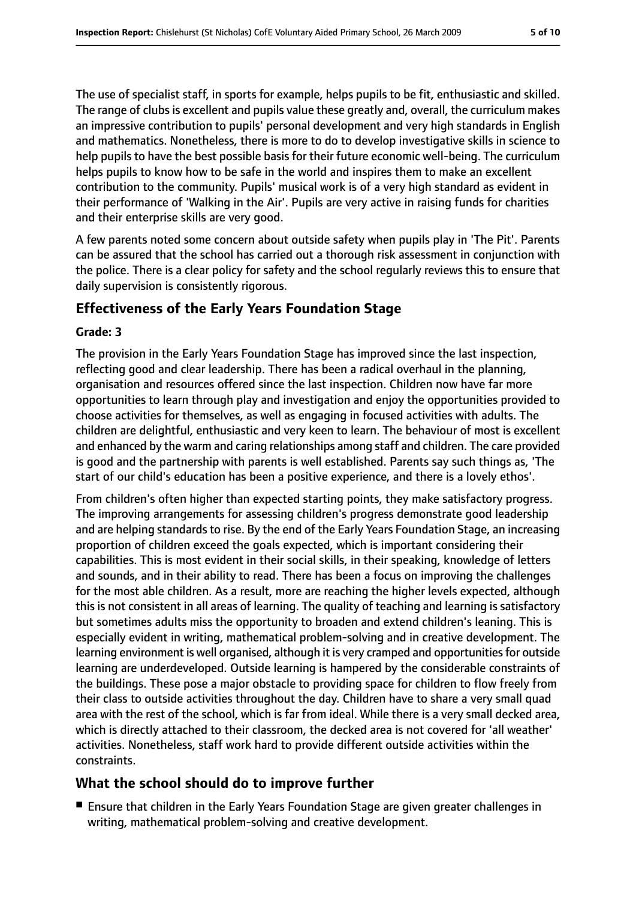The use of specialist staff, in sports for example, helps pupils to be fit, enthusiastic and skilled. The range of clubs is excellent and pupils value these greatly and, overall, the curriculum makes an impressive contribution to pupils' personal development and very high standards in English and mathematics. Nonetheless, there is more to do to develop investigative skills in science to help pupils to have the best possible basis for their future economic well-being. The curriculum helps pupils to know how to be safe in the world and inspires them to make an excellent contribution to the community. Pupils' musical work is of a very high standard as evident in their performance of 'Walking in the Air'. Pupils are very active in raising funds for charities and their enterprise skills are very good.

A few parents noted some concern about outside safety when pupils play in 'The Pit'. Parents can be assured that the school has carried out a thorough risk assessment in conjunction with the police. There is a clear policy for safety and the school regularly reviews this to ensure that daily supervision is consistently rigorous.

## Effectiveness of the Early Years Foundation Stage

**Grade: 3**

The provision in the Early Years Foundation Stage has improved since the last inspection, reflecting good and clear leadership. There has been a radical overhaul in the planning, organisation and resources offered since the last inspection. Children now have far more opportunities to learn through play and investigation and enjoy the opportunities provided to choose activities for themselves, as well as engaging in focused activities with adults. The children are delightful, enthusiastic and very keen to learn. The behaviour of most is excellent and enhanced by the warm and caring relationships among staff and children. The care provided is good and the partnership with parents is well established. Parents say such things as, 'The start of our child's education has been a positive experience, and there is a lovely ethos'.

From children's often higher than expected starting points, they make satisfactory progress. The improving arrangements for assessing children's progress demonstrate good leadership and are helping standards to rise. By the end of the Early Years Foundation Stage, an increasing proportion of children exceed the goals expected, which is important considering their capabilities. This is most evident in their social skills, in their speaking, knowledge of letters and sounds, and in their ability to read. There has been a focus on improving the challenges for the most able children. As a result, more are reaching the higher levels expected, although this is not consistent in all areas of learning. The quality of teaching and learning is satisfactory but sometimes adults miss the opportunity to broaden and extend children's leaning. This is especially evident in writing, mathematical problem-solving and in creative development. The learning environment is well organised, although it is very cramped and opportunities for outside learning are underdeveloped. Outside learning is hampered by the considerable constraints of the buildings. These pose a major obstacle to providing space for children to flow freely from their class to outside activities throughout the day. Children have to share a very small quad area with the rest of the school, which is far from ideal. While there is a very small decked area, which is directly attached to their classroom, the decked area is not covered for 'all weather' activities. Nonetheless, staff work hard to provide different outside activities within the constraints.

## What the school should do to improve further

- Ensure that children in the Early Years Foundation Stage are given greater challenges in writing, mathematical problem-solving and creative development.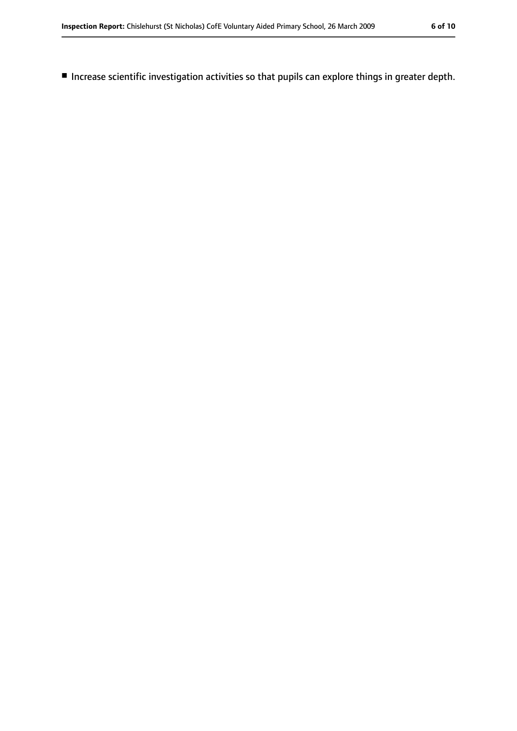- Increase scientific investigation activities so that pupils can explore things in greater depth.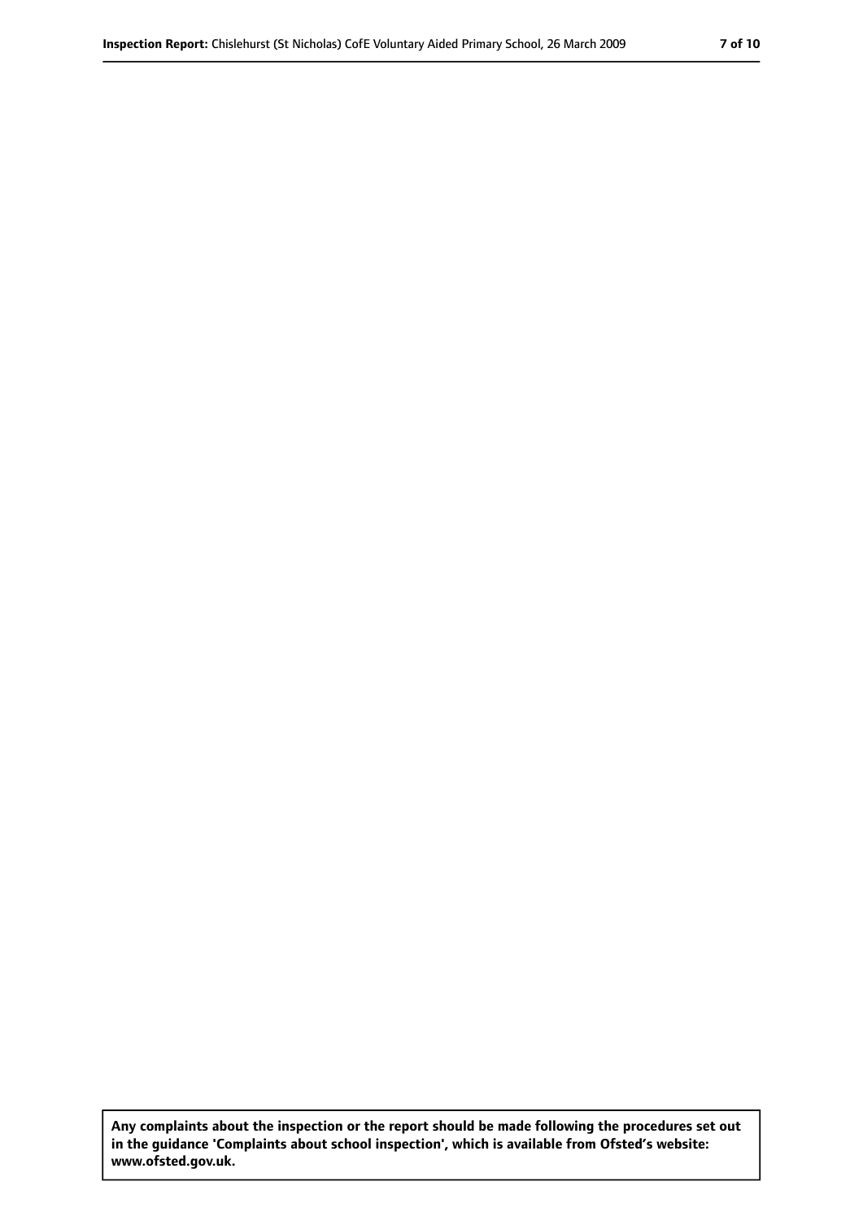**Any complaints about the inspection or the report should be made following the procedures set out in the guidance 'Complaints about school inspection', which is available from Ofsted's website: www.ofsted.gov.uk.**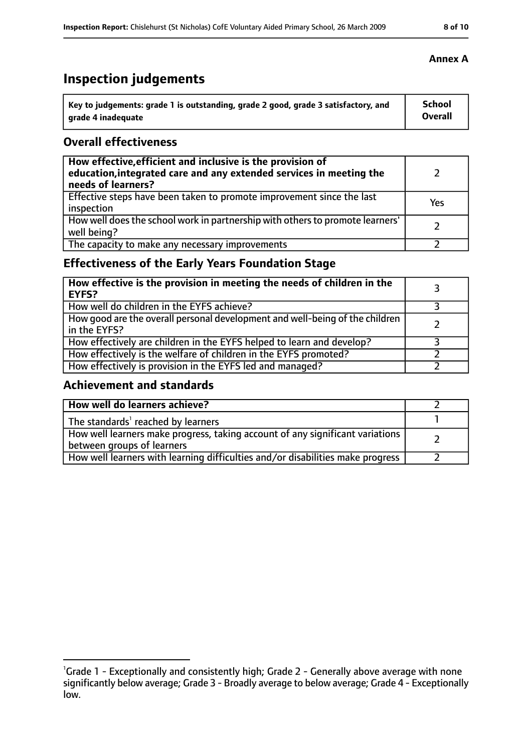**Annex A**

# Inspection judgements

| Key to judgements: grade 1 is outstanding, grade 2 good, grade 3 satisfactory, and grade 4 inadequate | School Overall |
|---|---|

## Overall effectiveness

| | |
|---|---|
| **How effective, efficient and inclusive is the provision of education, integrated care and any extended services in meeting the needs of learners?** | 2 |
| Effective steps have been taken to promote improvement since the last inspection | Yes |
| How well does the school work in partnership with others to promote learners' well being? | 2 |
| The capacity to make any necessary improvements | 2 |

## Effectiveness of the Early Years Foundation Stage

| | |
|---|---|
| **How effective is the provision in meeting the needs of children in the EYFS?** | 3 |
| How well do children in the EYFS achieve? | 3 |
| How good are the overall personal development and well-being of the children in the EYFS? | 2 |
| How effectively are children in the EYFS helped to learn and develop? | 3 |
| How effectively is the welfare of children in the EYFS promoted? | 2 |
| How effectively is provision in the EYFS led and managed? | 2 |

## Achievement and standards

| | |
|---|---|
| **How well do learners achieve?** | 2 |
| The standards[1] reached by learners | 1 |
| How well learners make progress, taking account of any significant variations between groups of learners | 2 |
| How well learners with learning difficulties and/or disabilities make progress | 2 |

[1] Grade 1 - Exceptionally and consistently high; Grade 2 - Generally above average with none significantly below average; Grade 3 - Broadly average to below average; Grade 4 - Exceptionally low.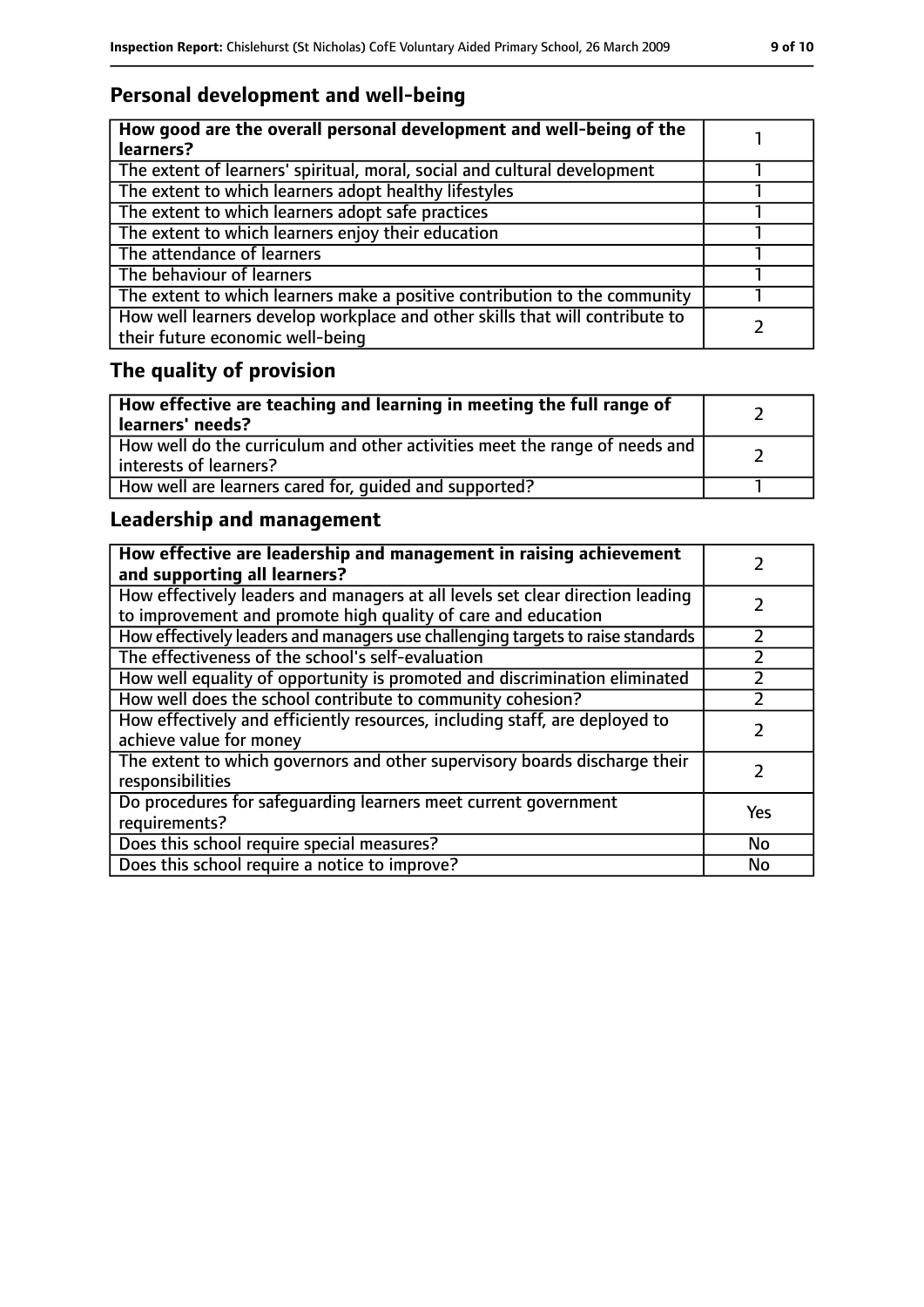## Personal development and well-being

| How good are the overall personal development and well-being of the learners? | 1 |
|---|---|
| The extent of learners' spiritual, moral, social and cultural development | 1 |
| The extent to which learners adopt healthy lifestyles | 1 |
| The extent to which learners adopt safe practices | 1 |
| The extent to which learners enjoy their education | 1 |
| The attendance of learners | 1 |
| The behaviour of learners | 1 |
| The extent to which learners make a positive contribution to the community | 1 |
| How well learners develop workplace and other skills that will contribute to their future economic well-being | 2 |

## The quality of provision

| How effective are teaching and learning in meeting the full range of learners' needs? | 2 |
|---|---|
| How well do the curriculum and other activities meet the range of needs and interests of learners? | 2 |
| How well are learners cared for, guided and supported? | 1 |

## Leadership and management

| How effective are leadership and management in raising achievement and supporting all learners? | 2 |
|---|---|
| How effectively leaders and managers at all levels set clear direction leading to improvement and promote high quality of care and education | 2 |
| How effectively leaders and managers use challenging targets to raise standards | 2 |
| The effectiveness of the school's self-evaluation | 2 |
| How well equality of opportunity is promoted and discrimination eliminated | 2 |
| How well does the school contribute to community cohesion? | 2 |
| How effectively and efficiently resources, including staff, are deployed to achieve value for money | 2 |
| The extent to which governors and other supervisory boards discharge their responsibilities | 2 |
| Do procedures for safeguarding learners meet current government requirements? | Yes |
| Does this school require special measures? | No |
| Does this school require a notice to improve? | No |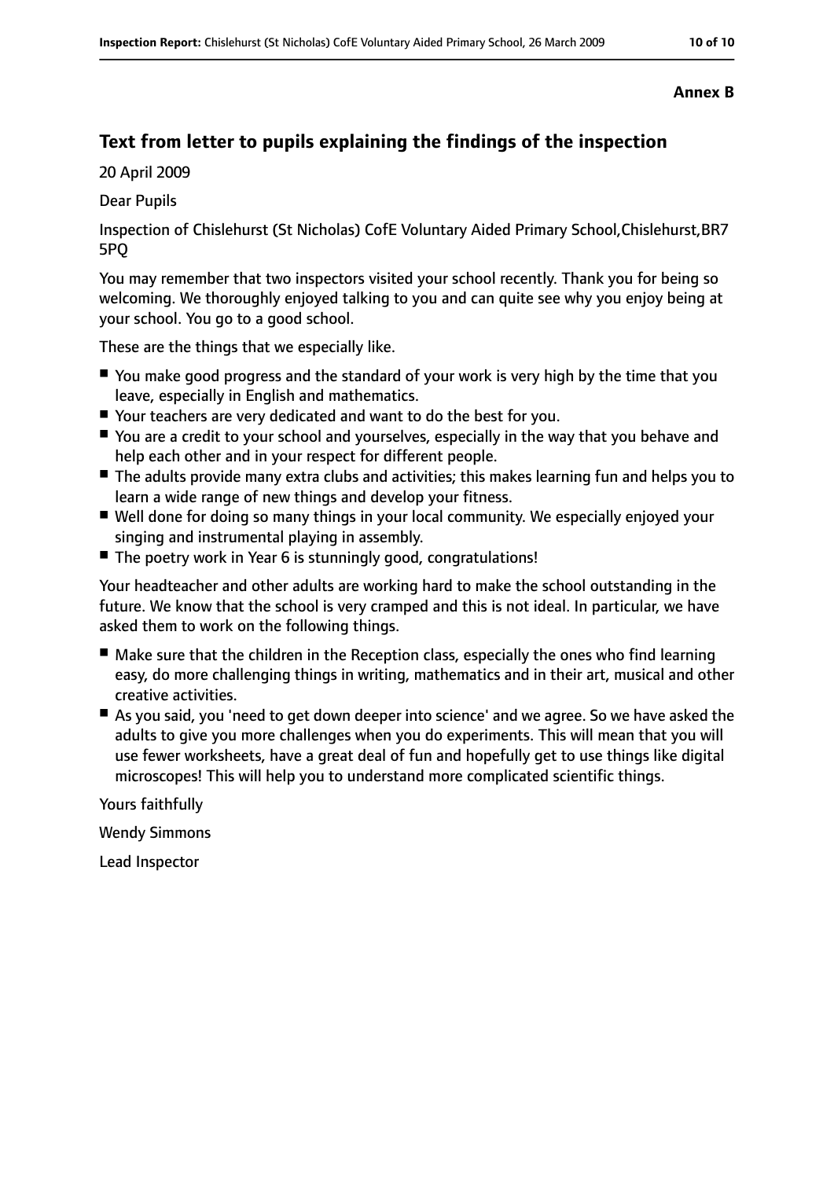**Annex B**

## Text from letter to pupils explaining the findings of the inspection

20 April 2009

Dear Pupils

Inspection of Chislehurst (St Nicholas) CofE Voluntary Aided Primary School,Chislehurst,BR7 5PQ

You may remember that two inspectors visited your school recently. Thank you for being so welcoming. We thoroughly enjoyed talking to you and can quite see why you enjoy being at your school. You go to a good school.

These are the things that we especially like.

- You make good progress and the standard of your work is very high by the time that you leave, especially in English and mathematics.
- Your teachers are very dedicated and want to do the best for you.
- You are a credit to your school and yourselves, especially in the way that you behave and help each other and in your respect for different people.
- The adults provide many extra clubs and activities; this makes learning fun and helps you to learn a wide range of new things and develop your fitness.
- Well done for doing so many things in your local community. We especially enjoyed your singing and instrumental playing in assembly.
- The poetry work in Year 6 is stunningly good, congratulations!

Your headteacher and other adults are working hard to make the school outstanding in the future. We know that the school is very cramped and this is not ideal. In particular, we have asked them to work on the following things.

- Make sure that the children in the Reception class, especially the ones who find learning easy, do more challenging things in writing, mathematics and in their art, musical and other creative activities.
- As you said, you 'need to get down deeper into science' and we agree. So we have asked the adults to give you more challenges when you do experiments. This will mean that you will use fewer worksheets, have a great deal of fun and hopefully get to use things like digital microscopes! This will help you to understand more complicated scientific things.

Yours faithfully

Wendy Simmons

Lead Inspector